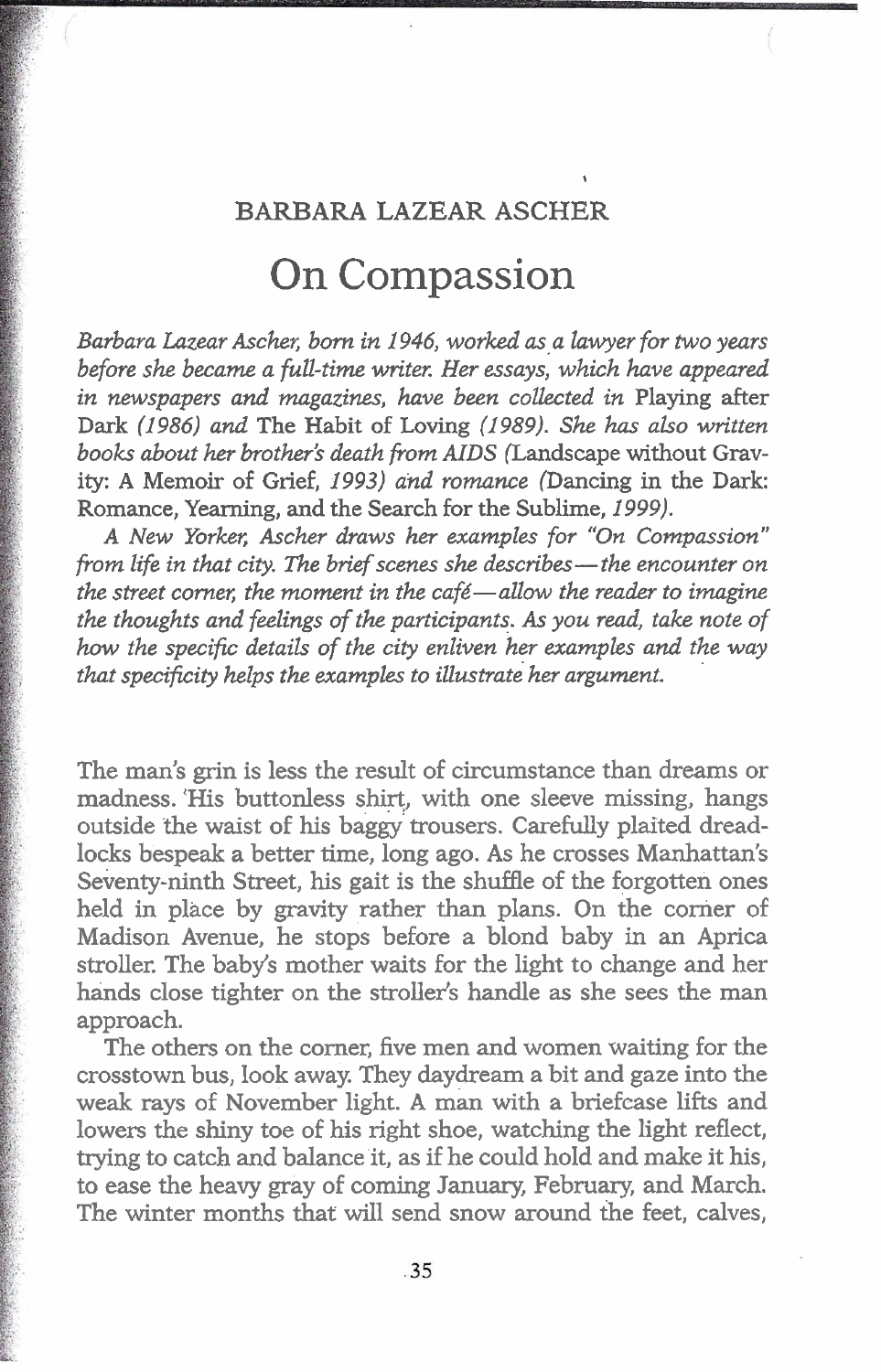## BARBARA LAZEAR ASCHER

# On Compassion

*Barbara Lazear Ascher, born in 1946, worked as a lawyer for two years before she became a full-time writer. Her essays, which have appeared in newspapers and magazines, have been collected in* Playing after Dark *(1986) and* The Habit of Loving *(1989). She has also written books about her brother's death from AIDS (*Landscape without Gravity: A Memoir of Grief, *1993) and romance (*Dancing in the Dark: Romance, Yearning, and the Search for the Sublime, *1999).*

*A New Yorker, Ascher draws her examples for "On Compassion" from life in that city. The brief scenes she describes—the encounter on the street corner, the moment in the café—allow the reader to imagine the thoughts and feelings of the participants. As you read, take note of how the specific details of the city enliven her examples and the way that specificity helps the examples to illustrate her argument.*

The man's grin is less the result of circumstance than dreams or madness. His buttonless shirt, with one sleeve missing, hangs outside the waist of his baggy trousers. Carefully plaited dreadlocks bespeak a better time, long ago. As he crosses Manhattan's Seventy-ninth Street, his gait is the shuffle of the forgotten ones held in place by gravity rather than plans. On the corner of Madison Avenue, he stops before a blond baby in an Aprica stroller. The baby's mother waits for the light to change and her hands close tighter on the stroller's handle as she sees the man approach.

The others on the corner, five men and women waiting for the crosstown bus, look away. They daydream a bit and gaze into the weak rays of November light. A man with a briefcase lifts and lowers the shiny toe of his right shoe, watching the light reflect, trying to catch and balance it, as if he could hold and make it his, to ease the heavy gray of coming January, February, and March. The winter months that will send snow around the feet, calves,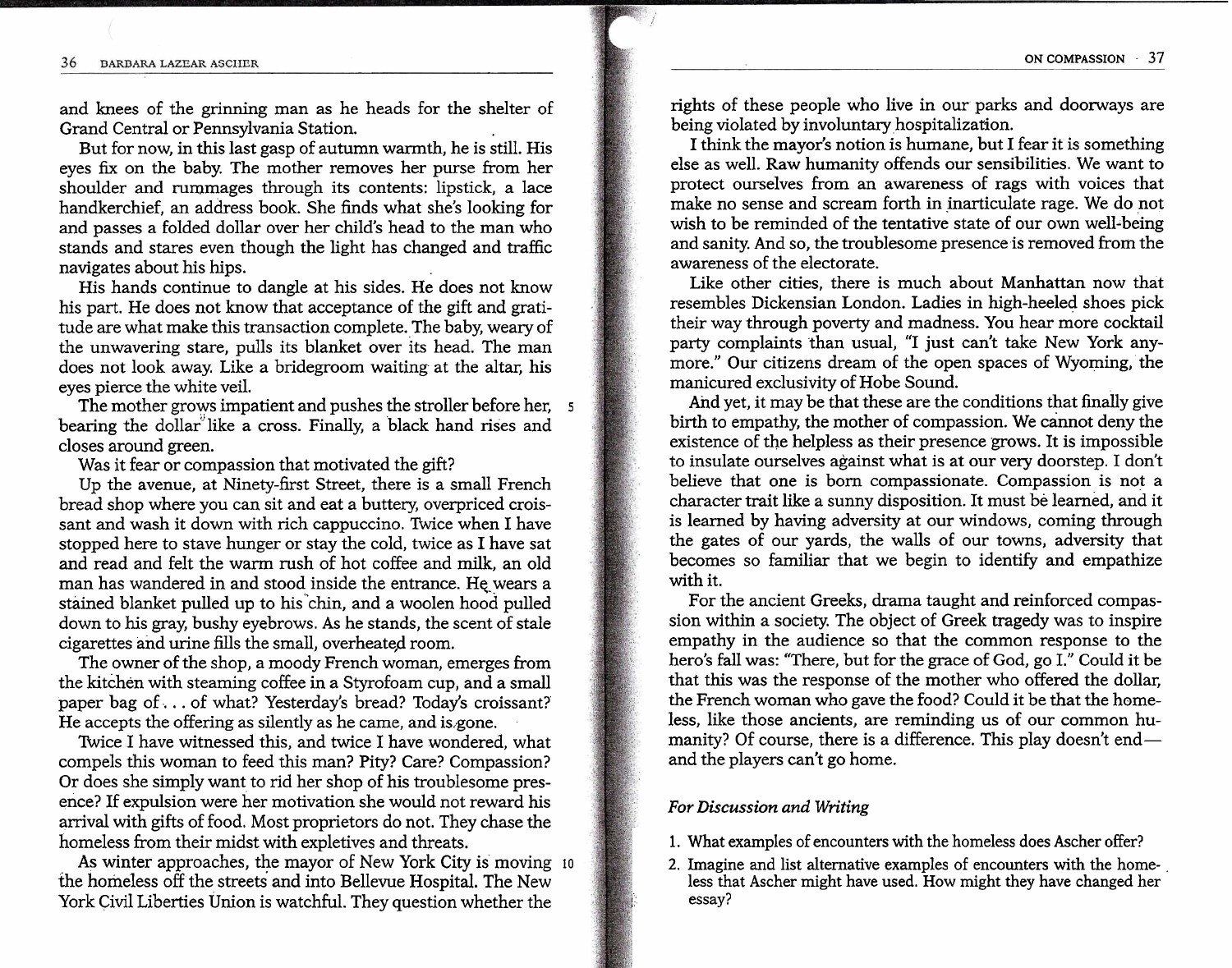and knees of the grinning man as he heads for the shelter of Grand Central or Pennsylvania Station.

But for now, in this last gasp of autumn warmth, he is still. His eyes fix on the baby. The mother removes her purse from her shoulder and rummages through its contents: lipstick, a lace handkerchief, an address book. She finds what she's looking for and passes a folded dollar over her child's head to the man who stands and stares even though the light has changed and traffic navigates about his hips.

His hands continue to dangle at his sides. He does not know his part. He does not know that acceptance of the gift and gratitude are what make this transaction complete. The baby, weary of the unwavering stare, pulls its blanket over its head. The man does not look away. Like a bridegroom waiting at the altar, his eyes pierce the white veil.

The mother grows impatient and pushes the stroller before her, bearing the dollar like a cross. Finally, a black hand rises and closes around green. 5

Was it fear or compassion that motivated the gift?

Up the avenue, at Ninety-first Street, there is a small French bread shop where you can sit and eat a buttery, overpriced croissant and wash it down with rich cappuccino. Twice when I have stopped here to stave hunger or stay the cold, twice as I have sat and read and felt the warm rush of hot coffee and milk, an old man has wandered in and stood inside the entrance. He wears a stained blanket pulled up to his chin, and a woolen hood pulled down to his gray, bushy eyebrows. As he stands, the scent of stale cigarettes and urine fills the small, overheated room.

The owner of the shop, a moody French woman, emerges from the kitchen with steaming coffee in a Styrofoam cup, and a small paper bag of . . . of what? Yesterday's bread? Today's croissant? He accepts the offering as silently as he came, and is gone.

Twice I have witnessed this, and twice I have wondered, what compels this woman to feed this man? Pity? Care? Compassion? Or does she simply want to rid her shop of his troublesome presence? If expulsion were her motivation she would not reward his arrival with gifts of food. Most proprietors do not. They chase the homeless from their midst with expletives and threats.

As winter approaches, the mayor of New York City is moving the homeless off the streets and into Bellevue Hospital. The New York Civil Liberties Union is watchful. They question whether the rights of these people who live in our parks and doorways are being violated by involuntary hospitalization. 10

I think the mayor's notion is humane, but I fear it is something else as well. Raw humanity offends our sensibilities. We want to protect ourselves from an awareness of rags with voices that make no sense and scream forth in inarticulate rage. We do not wish to be reminded of the tentative state of our own well-being and sanity. And so, the troublesome presence is removed from the awareness of the electorate.

Like other cities, there is much about Manhattan now that resembles Dickensian London. Ladies in high-heeled shoes pick their way through poverty and madness. You hear more cocktail party complaints than usual, "I just can't take New York anymore." Our citizens dream of the open spaces of Wyoming, the manicured exclusivity of Hobe Sound.

And yet, it may be that these are the conditions that finally give birth to empathy, the mother of compassion. We cannot deny the existence of the helpless as their presence grows. It is impossible to insulate ourselves against what is at our very doorstep. I don't believe that one is born compassionate. Compassion is not a character trait like a sunny disposition. It must be learned, and it is learned by having adversity at our windows, coming through the gates of our yards, the walls of our towns, adversity that becomes so familiar that we begin to identify and empathize with it.

For the ancient Greeks, drama taught and reinforced compassion within a society. The object of Greek tragedy was to inspire empathy in the audience so that the common response to the hero's fall was: "There, but for the grace of God, go I." Could it be that this was the response of the mother who offered the dollar, the French woman who gave the food? Could it be that the homeless, like those ancients, are reminding us of our common humanity? Of course, there is a difference. This play doesn't end—and the players can't go home.

### *For Discussion and Writing*

1. What examples of encounters with the homeless does Ascher offer?
2. Imagine and list alternative examples of encounters with the homeless that Ascher might have used. How might they have changed her essay?